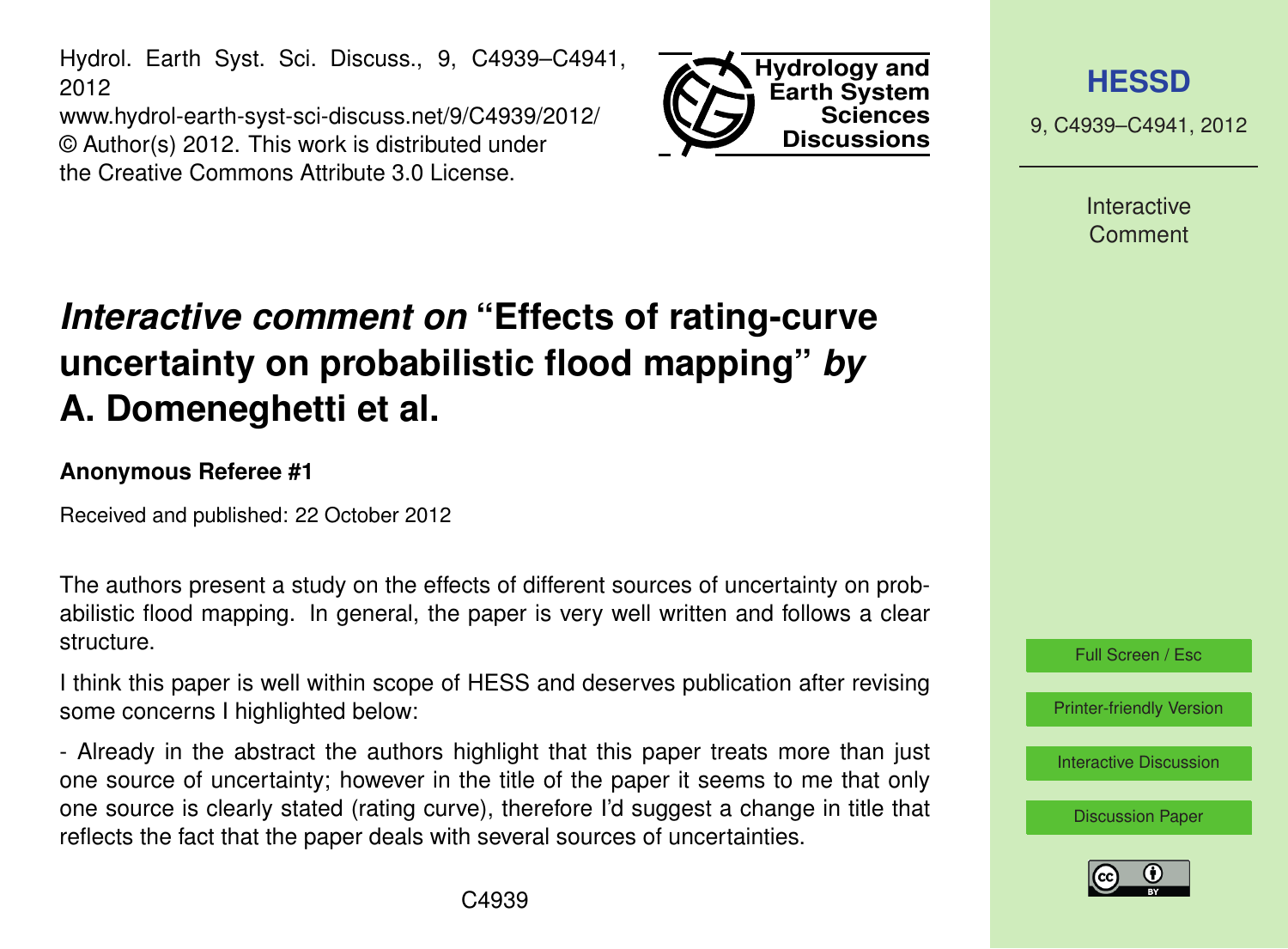# *Interactive comment on* "Effects of rating-curve uncertainty on probabilistic flood mapping" *by* A. Domeneghetti et al.

**Anonymous Referee #1**

Received and published: 22 October 2012

The authors present a study on the effects of different sources of uncertainty on probabilistic flood mapping. In general, the paper is very well written and follows a clear structure.

I think this paper is well within scope of HESS and deserves publication after revising some concerns I highlighted below:

- Already in the abstract the authors highlight that this paper treats more than just one source of uncertainty; however in the title of the paper it seems to me that only one source is clearly stated (rating curve), therefore I'd suggest a change in title that reflects the fact that the paper deals with several sources of uncertainties.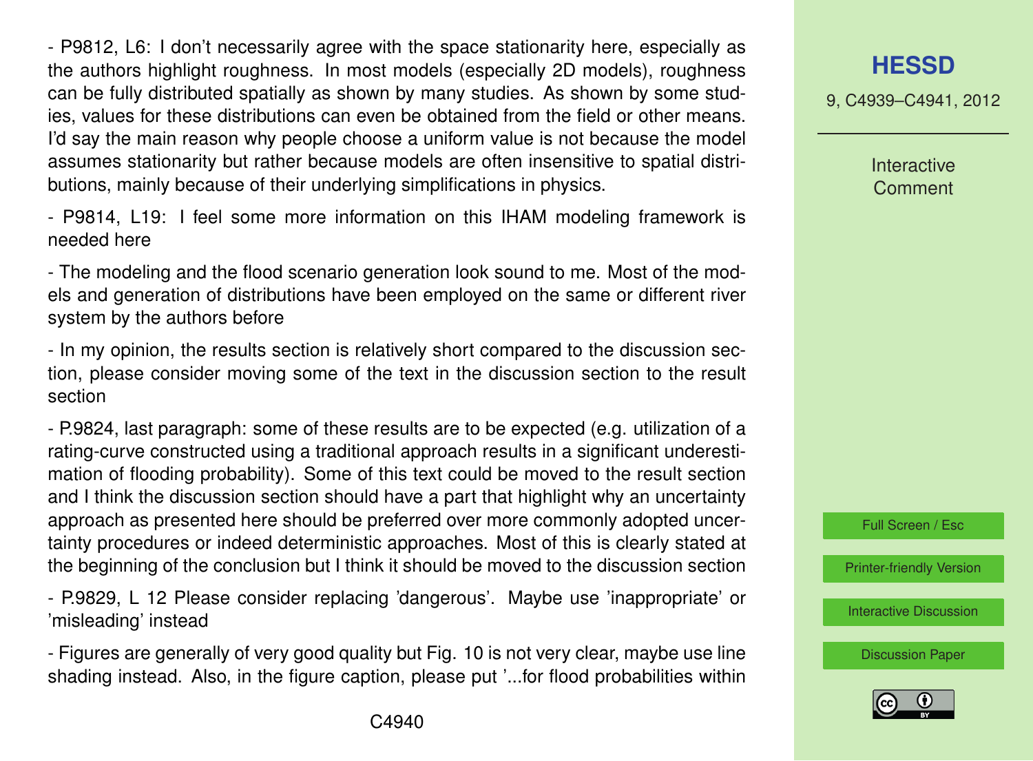- P9812, L6: I don't necessarily agree with the space stationarity here, especially as the authors highlight roughness. In most models (especially 2D models), roughness can be fully distributed spatially as shown by many studies. As shown by some studies, values for these distributions can even be obtained from the field or other means. I'd say the main reason why people choose a uniform value is not because the model assumes stationarity but rather because models are often insensitive to spatial distributions, mainly because of their underlying simplifications in physics.

- P9814, L19: I feel some more information on this IHAM modeling framework is needed here

- The modeling and the flood scenario generation look sound to me. Most of the models and generation of distributions have been employed on the same or different river system by the authors before

- In my opinion, the results section is relatively short compared to the discussion section, please consider moving some of the text in the discussion section to the result section

- P.9824, last paragraph: some of these results are to be expected (e.g. utilization of a rating-curve constructed using a traditional approach results in a significant underestimation of flooding probability). Some of this text could be moved to the result section and I think the discussion section should have a part that highlight why an uncertainty approach as presented here should be preferred over more commonly adopted uncertainty procedures or indeed deterministic approaches. Most of this is clearly stated at the beginning of the conclusion but I think it should be moved to the discussion section

- P.9829, L 12 Please consider replacing 'dangerous'. Maybe use 'inappropriate' or 'misleading' instead

- Figures are generally of very good quality but Fig. 10 is not very clear, maybe use line shading instead. Also, in the figure caption, please put '...for flood probabilities within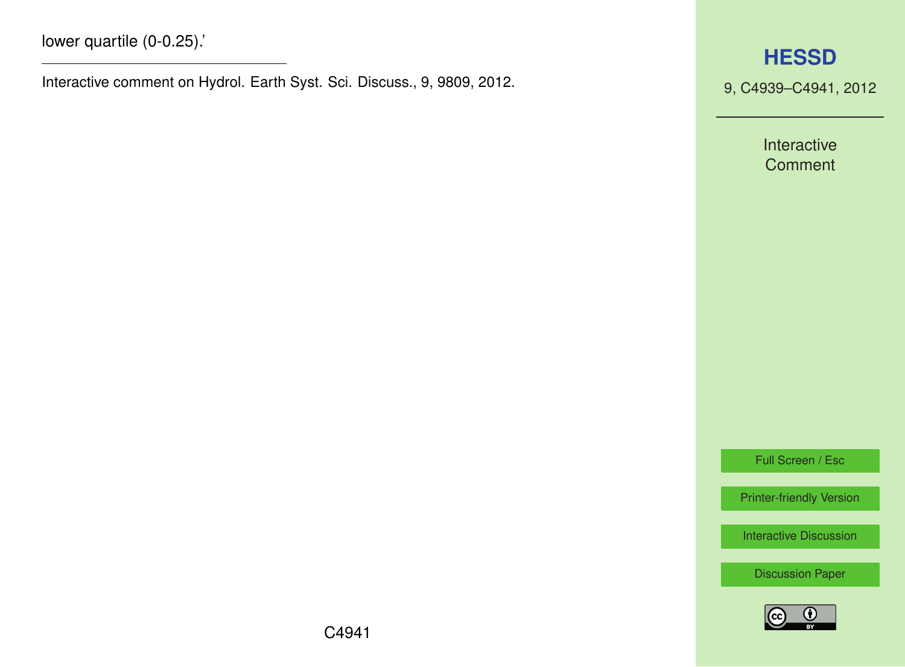lower quartile (0-0.25).'

---

Interactive comment on Hydrol. Earth Syst. Sci. Discuss., 9, 9809, 2012.